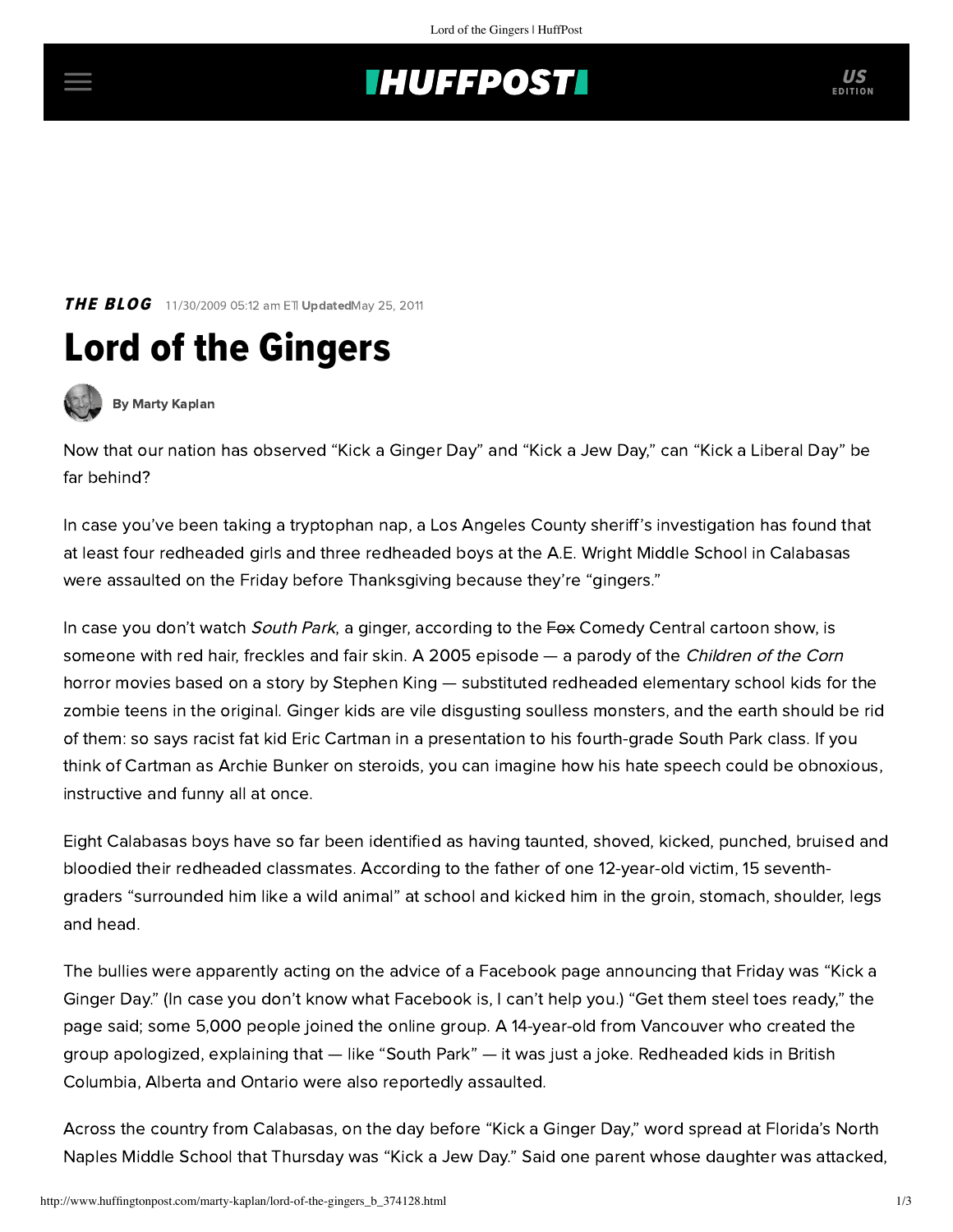**THE BLOG** 11/30/2009 05:12 am ET | **Updated** May 25, 2011

# Lord of the Gingers

By Marty Kaplan

Now that our nation has observed "Kick a Ginger Day" and "Kick a Jew Day," can "Kick a Liberal Day" be far behind?

In case you've been taking a tryptophan nap, a Los Angeles County sheriff's investigation has found that at least four redheaded girls and three redheaded boys at the A.E. Wright Middle School in Calabasas were assaulted on the Friday before Thanksgiving because they're "gingers."

In case you don't watch *South Park*, a ginger, according to the ~~Fox~~ Comedy Central cartoon show, is someone with red hair, freckles and fair skin. A 2005 episode — a parody of the *Children of the Corn* horror movies based on a story by Stephen King — substituted redheaded elementary school kids for the zombie teens in the original. Ginger kids are vile disgusting soulless monsters, and the earth should be rid of them: so says racist fat kid Eric Cartman in a presentation to his fourth-grade South Park class. If you think of Cartman as Archie Bunker on steroids, you can imagine how his hate speech could be obnoxious, instructive and funny all at once.

Eight Calabasas boys have so far been identified as having taunted, shoved, kicked, punched, bruised and bloodied their redheaded classmates. According to the father of one 12-year-old victim, 15 seventh-graders "surrounded him like a wild animal" at school and kicked him in the groin, stomach, shoulder, legs and head.

The bullies were apparently acting on the advice of a Facebook page announcing that Friday was "Kick a Ginger Day." (In case you don't know what Facebook is, I can't help you.) "Get them steel toes ready," the page said; some 5,000 people joined the online group. A 14-year-old from Vancouver who created the group apologized, explaining that — like "South Park" — it was just a joke. Redheaded kids in British Columbia, Alberta and Ontario were also reportedly assaulted.

Across the country from Calabasas, on the day before "Kick a Ginger Day," word spread at Florida's North Naples Middle School that Thursday was "Kick a Jew Day." Said one parent whose daughter was attacked,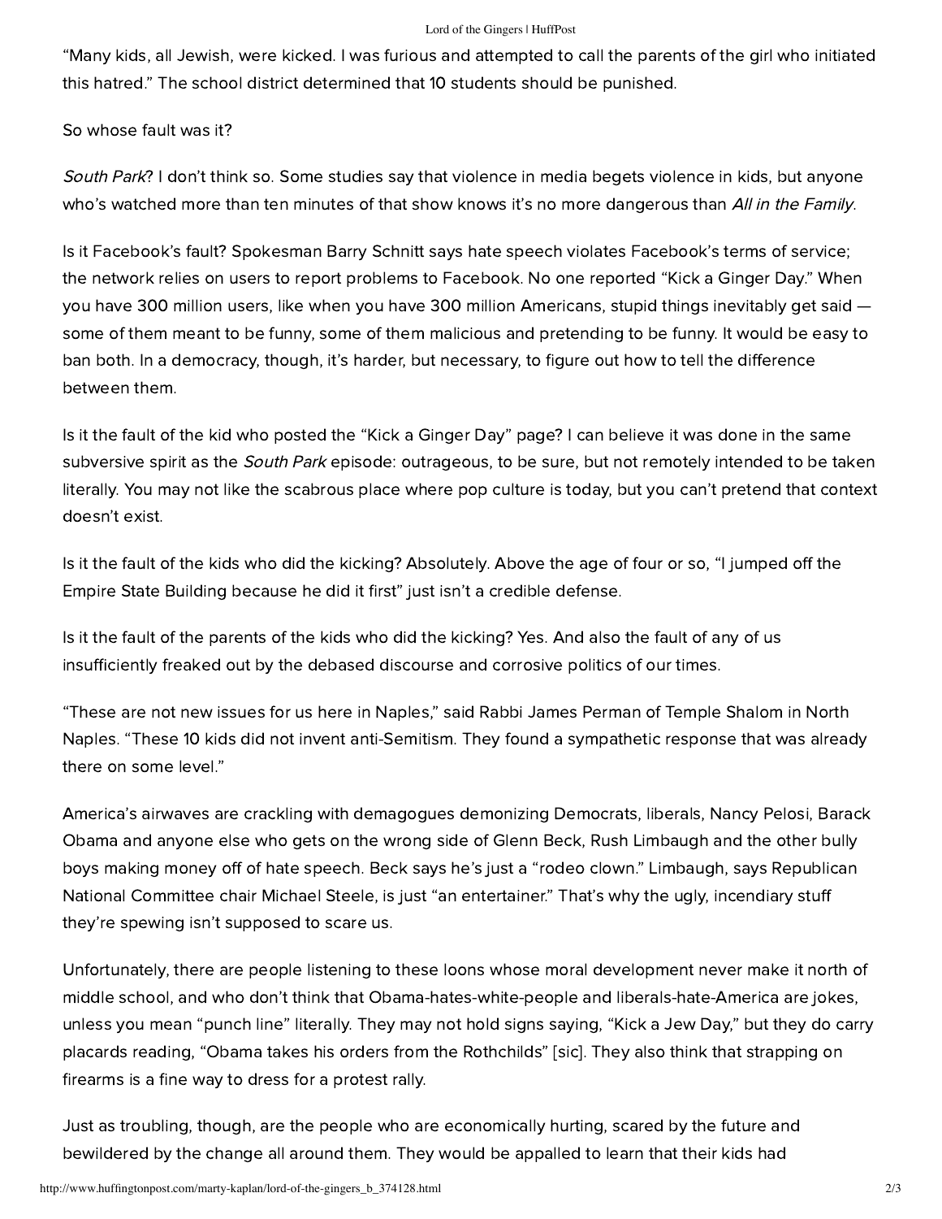"Many kids, all Jewish, were kicked. I was furious and attempted to call the parents of the girl who initiated this hatred." The school district determined that 10 students should be punished.

So whose fault was it?

*South Park*? I don't think so. Some studies say that violence in media begets violence in kids, but anyone who's watched more than ten minutes of that show knows it's no more dangerous than *All in the Family*.

Is it Facebook's fault? Spokesman Barry Schnitt says hate speech violates Facebook's terms of service; the network relies on users to report problems to Facebook. No one reported "Kick a Ginger Day." When you have 300 million users, like when you have 300 million Americans, stupid things inevitably get said — some of them meant to be funny, some of them malicious and pretending to be funny. It would be easy to ban both. In a democracy, though, it's harder, but necessary, to figure out how to tell the difference between them.

Is it the fault of the kid who posted the "Kick a Ginger Day" page? I can believe it was done in the same subversive spirit as the *South Park* episode: outrageous, to be sure, but not remotely intended to be taken literally. You may not like the scabrous place where pop culture is today, but you can't pretend that context doesn't exist.

Is it the fault of the kids who did the kicking? Absolutely. Above the age of four or so, "I jumped off the Empire State Building because he did it first" just isn't a credible defense.

Is it the fault of the parents of the kids who did the kicking? Yes. And also the fault of any of us insufficiently freaked out by the debased discourse and corrosive politics of our times.

"These are not new issues for us here in Naples," said Rabbi James Perman of Temple Shalom in North Naples. "These 10 kids did not invent anti-Semitism. They found a sympathetic response that was already there on some level."

America's airwaves are crackling with demagogues demonizing Democrats, liberals, Nancy Pelosi, Barack Obama and anyone else who gets on the wrong side of Glenn Beck, Rush Limbaugh and the other bully boys making money off of hate speech. Beck says he's just a "rodeo clown." Limbaugh, says Republican National Committee chair Michael Steele, is just "an entertainer." That's why the ugly, incendiary stuff they're spewing isn't supposed to scare us.

Unfortunately, there are people listening to these loons whose moral development never make it north of middle school, and who don't think that Obama-hates-white-people and liberals-hate-America are jokes, unless you mean "punch line" literally. They may not hold signs saying, "Kick a Jew Day," but they do carry placards reading, "Obama takes his orders from the Rothchilds" [sic]. They also think that strapping on firearms is a fine way to dress for a protest rally.

Just as troubling, though, are the people who are economically hurting, scared by the future and bewildered by the change all around them. They would be appalled to learn that their kids had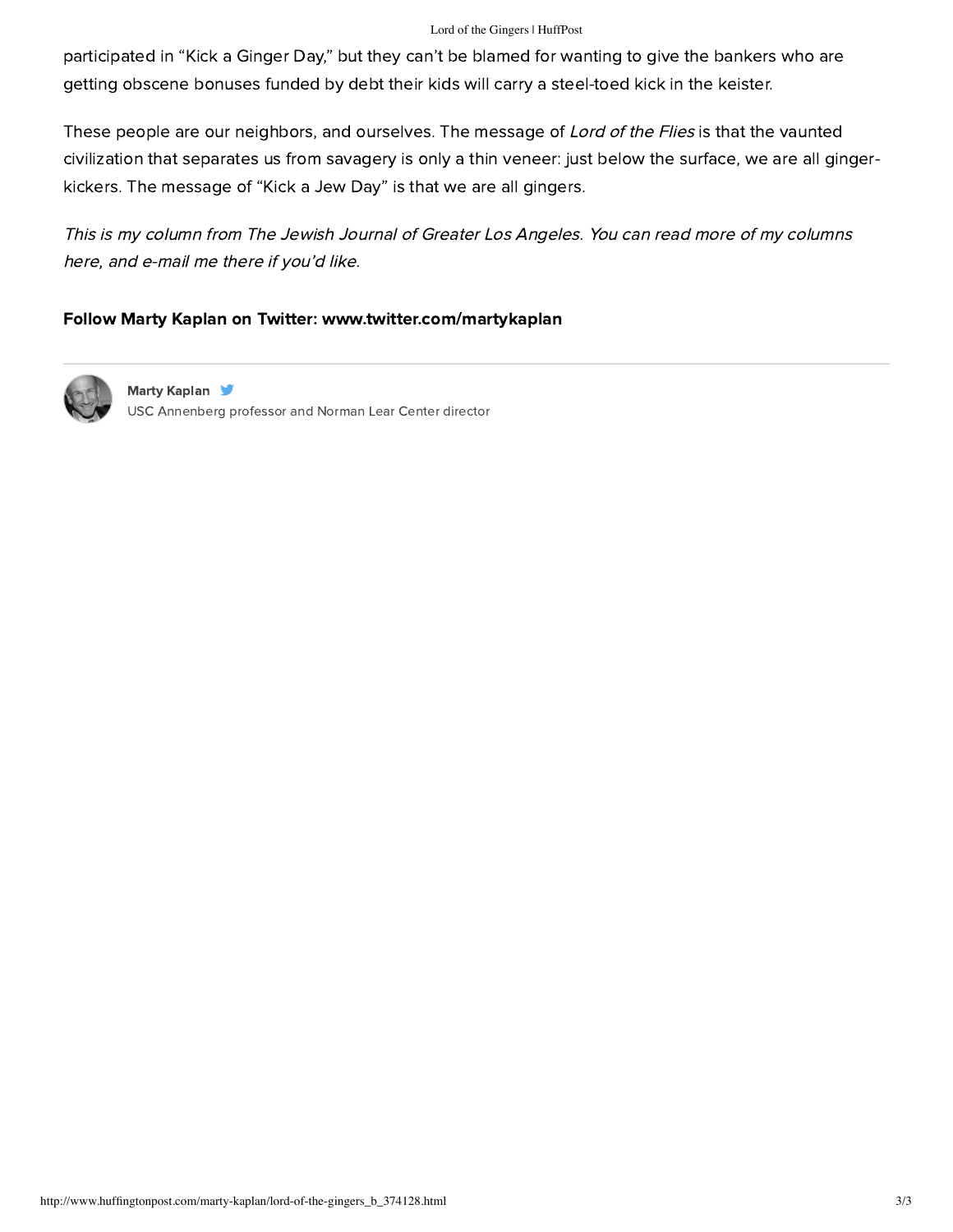participated in "Kick a Ginger Day," but they can't be blamed for wanting to give the bankers who are getting obscene bonuses funded by debt their kids will carry a steel-toed kick in the keister.

These people are our neighbors, and ourselves. The message of *Lord of the Flies* is that the vaunted civilization that separates us from savagery is only a thin veneer: just below the surface, we are all ginger-kickers. The message of "Kick a Jew Day" is that we are all gingers.

*This is my column from The Jewish Journal of Greater Los Angeles. You can read more of my columns here, and e-mail me there if you'd like.*

**Follow Marty Kaplan on Twitter: www.twitter.com/martykaplan**

---

**Marty Kaplan**
USC Annenberg professor and Norman Lear Center director